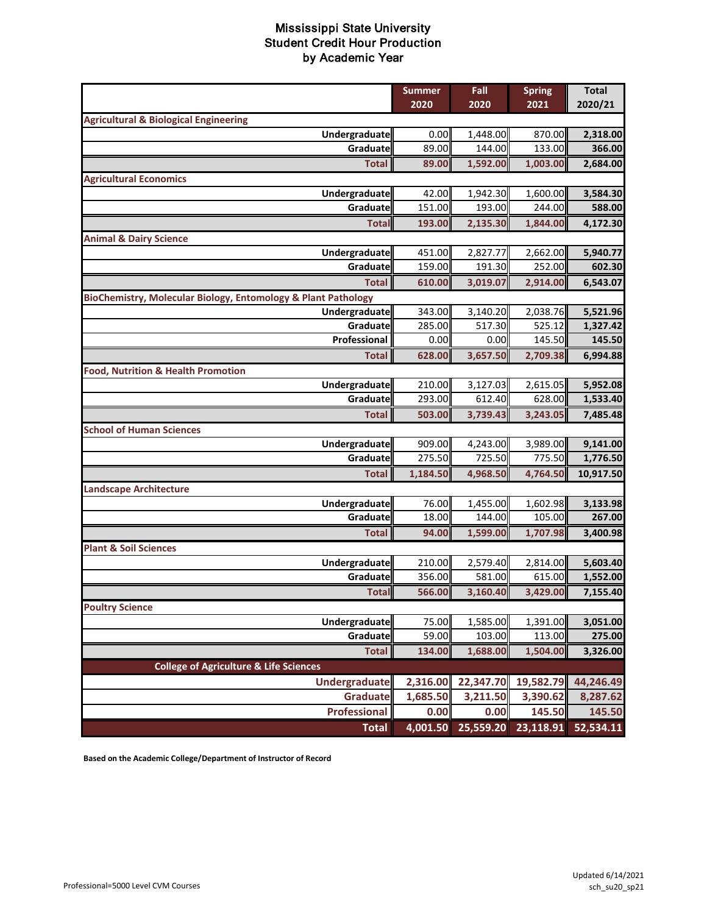# Mississippi State University
## Student Credit Hour Production
### by Academic Year

| | Summer 2020 | Fall 2020 | Spring 2021 | Total 2020/21 |
|---|---|---|---|---|
| **Agricultural & Biological Engineering** | | | | |
| Undergraduate | 0.00 | 1,448.00 | 870.00 | 2,318.00 |
| Graduate | 89.00 | 144.00 | 133.00 | 366.00 |
| **Total** | 89.00 | 1,592.00 | 1,003.00 | 2,684.00 |
| **Agricultural Economics** | | | | |
| Undergraduate | 42.00 | 1,942.30 | 1,600.00 | 3,584.30 |
| Graduate | 151.00 | 193.00 | 244.00 | 588.00 |
| **Total** | 193.00 | 2,135.30 | 1,844.00 | 4,172.30 |
| **Animal & Dairy Science** | | | | |
| Undergraduate | 451.00 | 2,827.77 | 2,662.00 | 5,940.77 |
| Graduate | 159.00 | 191.30 | 252.00 | 602.30 |
| **Total** | 610.00 | 3,019.07 | 2,914.00 | 6,543.07 |
| **BioChemistry, Molecular Biology, Entomology & Plant Pathology** | | | | |
| Undergraduate | 343.00 | 3,140.20 | 2,038.76 | 5,521.96 |
| Graduate | 285.00 | 517.30 | 525.12 | 1,327.42 |
| Professional | 0.00 | 0.00 | 145.50 | 145.50 |
| **Total** | 628.00 | 3,657.50 | 2,709.38 | 6,994.88 |
| **Food, Nutrition & Health Promotion** | | | | |
| Undergraduate | 210.00 | 3,127.03 | 2,615.05 | 5,952.08 |
| Graduate | 293.00 | 612.40 | 628.00 | 1,533.40 |
| **Total** | 503.00 | 3,739.43 | 3,243.05 | 7,485.48 |
| **School of Human Sciences** | | | | |
| Undergraduate | 909.00 | 4,243.00 | 3,989.00 | 9,141.00 |
| Graduate | 275.50 | 725.50 | 775.50 | 1,776.50 |
| **Total** | 1,184.50 | 4,968.50 | 4,764.50 | 10,917.50 |
| **Landscape Architecture** | | | | |
| Undergraduate | 76.00 | 1,455.00 | 1,602.98 | 3,133.98 |
| Graduate | 18.00 | 144.00 | 105.00 | 267.00 |
| **Total** | 94.00 | 1,599.00 | 1,707.98 | 3,400.98 |
| **Plant & Soil Sciences** | | | | |
| Undergraduate | 210.00 | 2,579.40 | 2,814.00 | 5,603.40 |
| Graduate | 356.00 | 581.00 | 615.00 | 1,552.00 |
| **Total** | 566.00 | 3,160.40 | 3,429.00 | 7,155.40 |
| **Poultry Science** | | | | |
| Undergraduate | 75.00 | 1,585.00 | 1,391.00 | 3,051.00 |
| Graduate | 59.00 | 103.00 | 113.00 | 275.00 |
| **Total** | 134.00 | 1,688.00 | 1,504.00 | 3,326.00 |
| **College of Agriculture & Life Sciences** | | | | |
| Undergraduate | 2,316.00 | 22,347.70 | 19,582.79 | 44,246.49 |
| Graduate | 1,685.50 | 3,211.50 | 3,390.62 | 8,287.62 |
| Professional | 0.00 | 0.00 | 145.50 | 145.50 |
| **Total** | 4,001.50 | 25,559.20 | 23,118.91 | 52,534.11 |

**Based on the Academic College/Department of Instructor of Record**

Professional=5000 Level CVM Courses

Updated 6/14/2021
sch_su20_sp21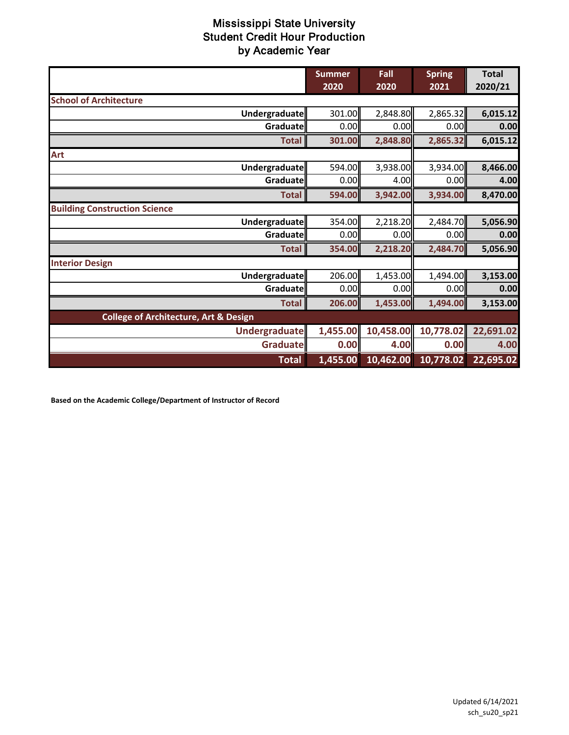# Mississippi State University
## Student Credit Hour Production
### by Academic Year

| | Summer 2020 | Fall 2020 | Spring 2021 | Total 2020/21 |
|---|---|---|---|---|
| **School of Architecture** | | | | |
| Undergraduate | 301.00 | 2,848.80 | 2,865.32 | 6,015.12 |
| Graduate | 0.00 | 0.00 | 0.00 | 0.00 |
| **Total** | 301.00 | 2,848.80 | 2,865.32 | 6,015.12 |
| **Art** | | | | |
| Undergraduate | 594.00 | 3,938.00 | 3,934.00 | 8,466.00 |
| Graduate | 0.00 | 4.00 | 0.00 | 4.00 |
| **Total** | 594.00 | 3,942.00 | 3,934.00 | 8,470.00 |
| **Building Construction Science** | | | | |
| Undergraduate | 354.00 | 2,218.20 | 2,484.70 | 5,056.90 |
| Graduate | 0.00 | 0.00 | 0.00 | 0.00 |
| **Total** | 354.00 | 2,218.20 | 2,484.70 | 5,056.90 |
| **Interior Design** | | | | |
| Undergraduate | 206.00 | 1,453.00 | 1,494.00 | 3,153.00 |
| Graduate | 0.00 | 0.00 | 0.00 | 0.00 |
| **Total** | 206.00 | 1,453.00 | 1,494.00 | 3,153.00 |
| **College of Architecture, Art & Design** | | | | |
| Undergraduate | 1,455.00 | 10,458.00 | 10,778.02 | 22,691.02 |
| Graduate | 0.00 | 4.00 | 0.00 | 4.00 |
| **Total** | 1,455.00 | 10,462.00 | 10,778.02 | 22,695.02 |

**Based on the Academic College/Department of Instructor of Record**

Updated 6/14/2021
sch_su20_sp21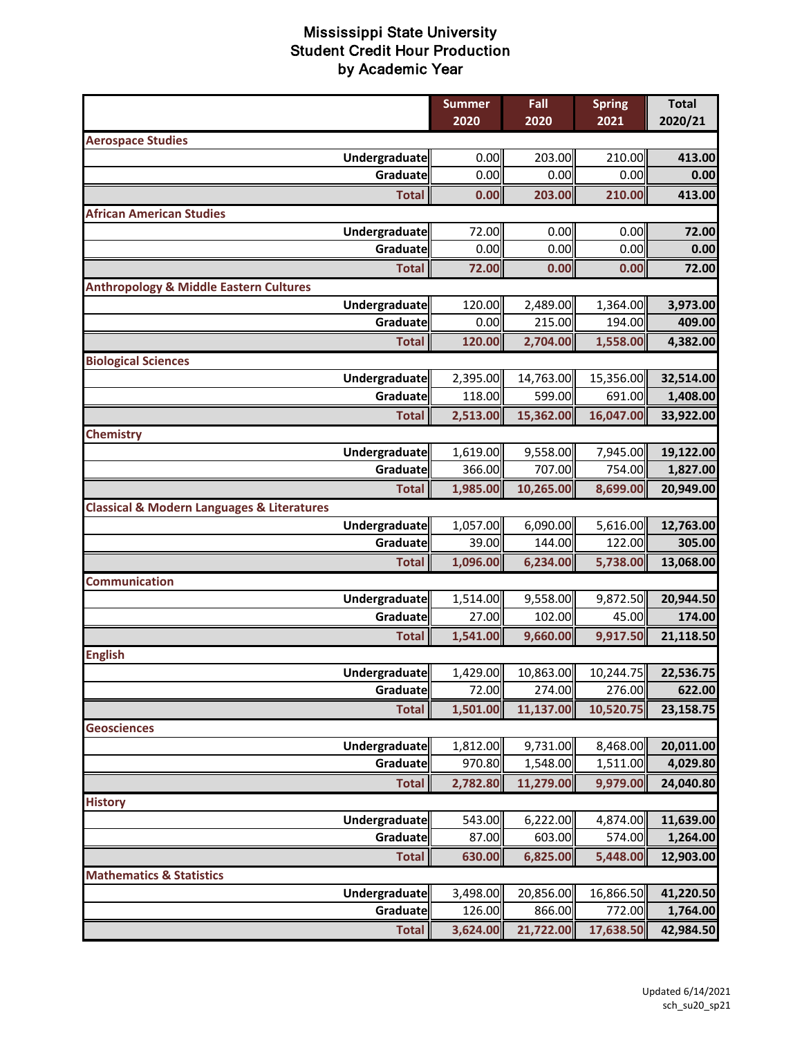# Mississippi State University
## Student Credit Hour Production
## by Academic Year

| | Summer 2020 | Fall 2020 | Spring 2021 | Total 2020/21 |
|---|---|---|---|---|
| **Aerospace Studies** | | | | |
| Undergraduate | 0.00 | 203.00 | 210.00 | 413.00 |
| Graduate | 0.00 | 0.00 | 0.00 | 0.00 |
| **Total** | 0.00 | 203.00 | 210.00 | 413.00 |
| **African American Studies** | | | | |
| Undergraduate | 72.00 | 0.00 | 0.00 | 72.00 |
| Graduate | 0.00 | 0.00 | 0.00 | 0.00 |
| **Total** | 72.00 | 0.00 | 0.00 | 72.00 |
| **Anthropology & Middle Eastern Cultures** | | | | |
| Undergraduate | 120.00 | 2,489.00 | 1,364.00 | 3,973.00 |
| Graduate | 0.00 | 215.00 | 194.00 | 409.00 |
| **Total** | 120.00 | 2,704.00 | 1,558.00 | 4,382.00 |
| **Biological Sciences** | | | | |
| Undergraduate | 2,395.00 | 14,763.00 | 15,356.00 | 32,514.00 |
| Graduate | 118.00 | 599.00 | 691.00 | 1,408.00 |
| **Total** | 2,513.00 | 15,362.00 | 16,047.00 | 33,922.00 |
| **Chemistry** | | | | |
| Undergraduate | 1,619.00 | 9,558.00 | 7,945.00 | 19,122.00 |
| Graduate | 366.00 | 707.00 | 754.00 | 1,827.00 |
| **Total** | 1,985.00 | 10,265.00 | 8,699.00 | 20,949.00 |
| **Classical & Modern Languages & Literatures** | | | | |
| Undergraduate | 1,057.00 | 6,090.00 | 5,616.00 | 12,763.00 |
| Graduate | 39.00 | 144.00 | 122.00 | 305.00 |
| **Total** | 1,096.00 | 6,234.00 | 5,738.00 | 13,068.00 |
| **Communication** | | | | |
| Undergraduate | 1,514.00 | 9,558.00 | 9,872.50 | 20,944.50 |
| Graduate | 27.00 | 102.00 | 45.00 | 174.00 |
| **Total** | 1,541.00 | 9,660.00 | 9,917.50 | 21,118.50 |
| **English** | | | | |
| Undergraduate | 1,429.00 | 10,863.00 | 10,244.75 | 22,536.75 |
| Graduate | 72.00 | 274.00 | 276.00 | 622.00 |
| **Total** | 1,501.00 | 11,137.00 | 10,520.75 | 23,158.75 |
| **Geosciences** | | | | |
| Undergraduate | 1,812.00 | 9,731.00 | 8,468.00 | 20,011.00 |
| Graduate | 970.80 | 1,548.00 | 1,511.00 | 4,029.80 |
| **Total** | 2,782.80 | 11,279.00 | 9,979.00 | 24,040.80 |
| **History** | | | | |
| Undergraduate | 543.00 | 6,222.00 | 4,874.00 | 11,639.00 |
| Graduate | 87.00 | 603.00 | 574.00 | 1,264.00 |
| **Total** | 630.00 | 6,825.00 | 5,448.00 | 12,903.00 |
| **Mathematics & Statistics** | | | | |
| Undergraduate | 3,498.00 | 20,856.00 | 16,866.50 | 41,220.50 |
| Graduate | 126.00 | 866.00 | 772.00 | 1,764.00 |
| **Total** | 3,624.00 | 21,722.00 | 17,638.50 | 42,984.50 |

Updated 6/14/2021
sch_su20_sp21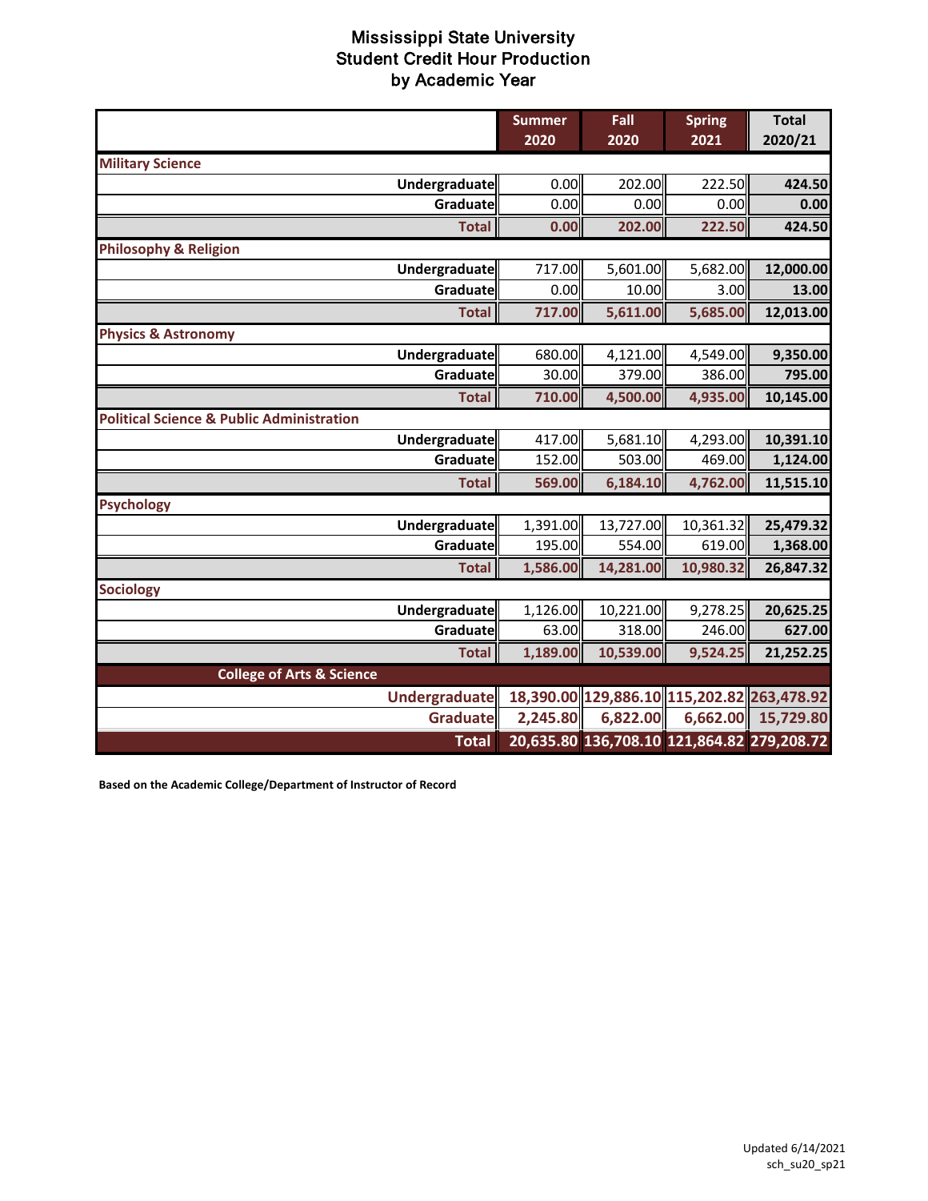# Mississippi State University
## Student Credit Hour Production
## by Academic Year

| | Summer 2020 | Fall 2020 | Spring 2021 | Total 2020/21 |
|---|---|---|---|---|
| **Military Science** | | | | |
| Undergraduate | 0.00 | 202.00 | 222.50 | 424.50 |
| Graduate | 0.00 | 0.00 | 0.00 | 0.00 |
| **Total** | 0.00 | 202.00 | 222.50 | 424.50 |
| **Philosophy & Religion** | | | | |
| Undergraduate | 717.00 | 5,601.00 | 5,682.00 | 12,000.00 |
| Graduate | 0.00 | 10.00 | 3.00 | 13.00 |
| **Total** | 717.00 | 5,611.00 | 5,685.00 | 12,013.00 |
| **Physics & Astronomy** | | | | |
| Undergraduate | 680.00 | 4,121.00 | 4,549.00 | 9,350.00 |
| Graduate | 30.00 | 379.00 | 386.00 | 795.00 |
| **Total** | 710.00 | 4,500.00 | 4,935.00 | 10,145.00 |
| **Political Science & Public Administration** | | | | |
| Undergraduate | 417.00 | 5,681.10 | 4,293.00 | 10,391.10 |
| Graduate | 152.00 | 503.00 | 469.00 | 1,124.00 |
| **Total** | 569.00 | 6,184.10 | 4,762.00 | 11,515.10 |
| **Psychology** | | | | |
| Undergraduate | 1,391.00 | 13,727.00 | 10,361.32 | 25,479.32 |
| Graduate | 195.00 | 554.00 | 619.00 | 1,368.00 |
| **Total** | 1,586.00 | 14,281.00 | 10,980.32 | 26,847.32 |
| **Sociology** | | | | |
| Undergraduate | 1,126.00 | 10,221.00 | 9,278.25 | 20,625.25 |
| Graduate | 63.00 | 318.00 | 246.00 | 627.00 |
| **Total** | 1,189.00 | 10,539.00 | 9,524.25 | 21,252.25 |
| **College of Arts & Science** | | | | |
| Undergraduate | 18,390.00 | 129,886.10 | 115,202.82 | 263,478.92 |
| Graduate | 2,245.80 | 6,822.00 | 6,662.00 | 15,729.80 |
| **Total** | 20,635.80 | 136,708.10 | 121,864.82 | 279,208.72 |

**Based on the Academic College/Department of Instructor of Record**

Updated 6/14/2021
sch_su20_sp21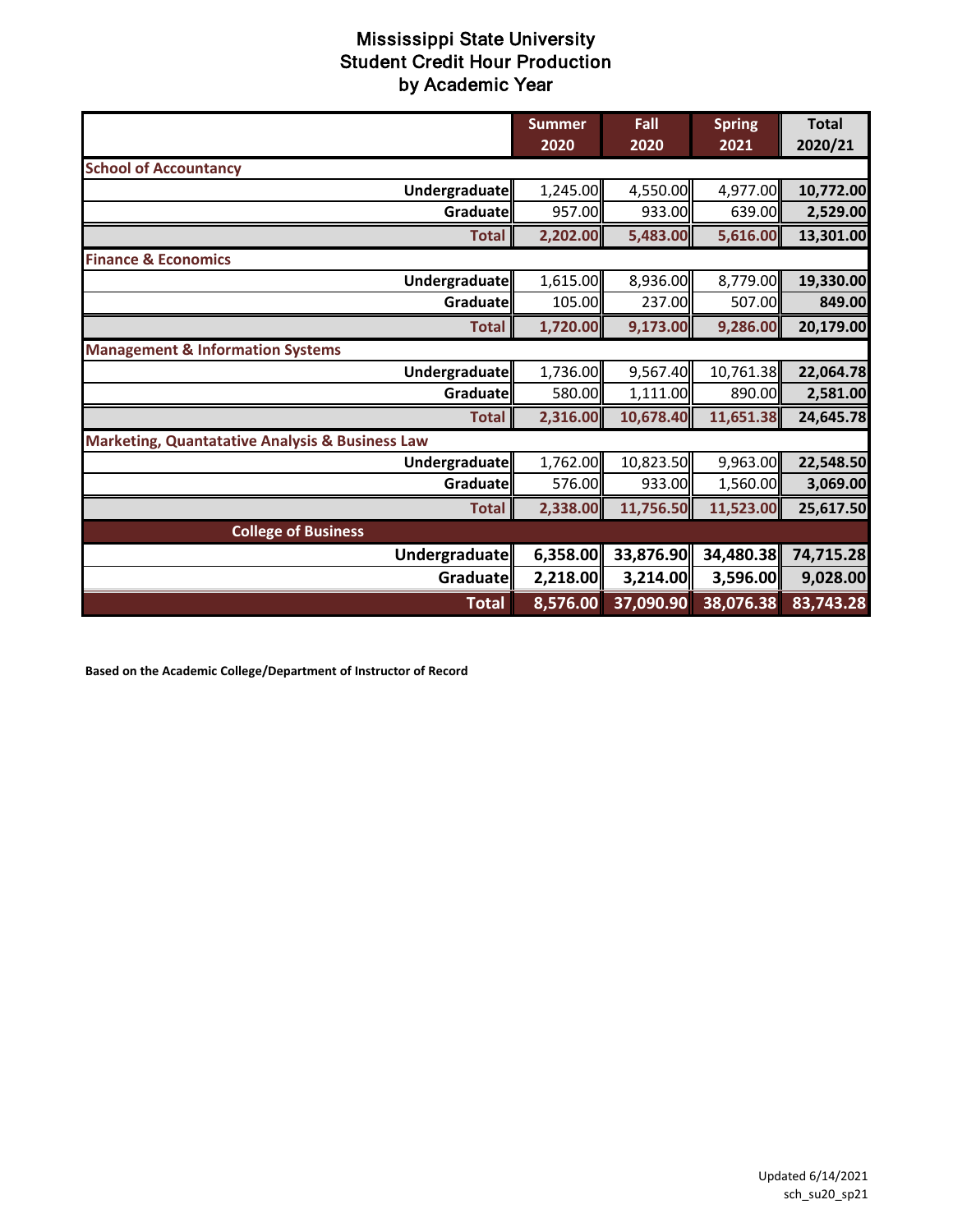# Mississippi State University
## Student Credit Hour Production
### by Academic Year

| | Summer 2020 | Fall 2020 | Spring 2021 | Total 2020/21 |
|---|---|---|---|---|
| **School of Accountancy** | | | | |
| Undergraduate | 1,245.00 | 4,550.00 | 4,977.00 | 10,772.00 |
| Graduate | 957.00 | 933.00 | 639.00 | 2,529.00 |
| **Total** | 2,202.00 | 5,483.00 | 5,616.00 | 13,301.00 |
| **Finance & Economics** | | | | |
| Undergraduate | 1,615.00 | 8,936.00 | 8,779.00 | 19,330.00 |
| Graduate | 105.00 | 237.00 | 507.00 | 849.00 |
| **Total** | 1,720.00 | 9,173.00 | 9,286.00 | 20,179.00 |
| **Management & Information Systems** | | | | |
| Undergraduate | 1,736.00 | 9,567.40 | 10,761.38 | 22,064.78 |
| Graduate | 580.00 | 1,111.00 | 890.00 | 2,581.00 |
| **Total** | 2,316.00 | 10,678.40 | 11,651.38 | 24,645.78 |
| **Marketing, Quantatative Analysis & Business Law** | | | | |
| Undergraduate | 1,762.00 | 10,823.50 | 9,963.00 | 22,548.50 |
| Graduate | 576.00 | 933.00 | 1,560.00 | 3,069.00 |
| **Total** | 2,338.00 | 11,756.50 | 11,523.00 | 25,617.50 |
| **College of Business** | | | | |
| Undergraduate | 6,358.00 | 33,876.90 | 34,480.38 | 74,715.28 |
| Graduate | 2,218.00 | 3,214.00 | 3,596.00 | 9,028.00 |
| **Total** | 8,576.00 | 37,090.90 | 38,076.38 | 83,743.28 |

**Based on the Academic College/Department of Instructor of Record**

Updated 6/14/2021
sch_su20_sp21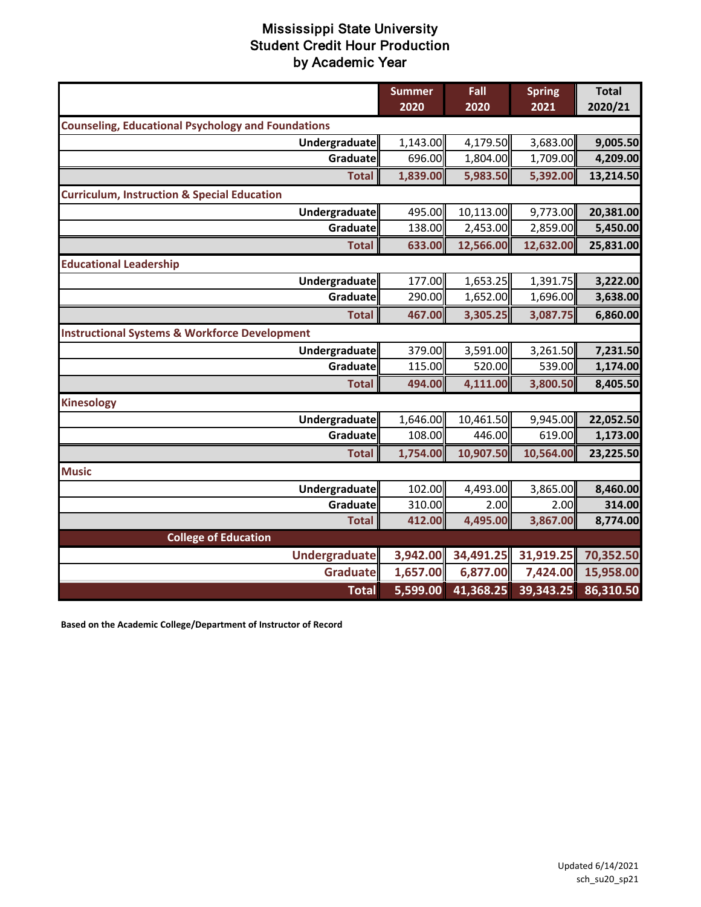# Mississippi State University
# Student Credit Hour Production
# by Academic Year

| | Summer 2020 | Fall 2020 | Spring 2021 | Total 2020/21 |
|---|---|---|---|---|
| **Counseling, Educational Psychology and Foundations** | | | | |
| Undergraduate | 1,143.00 | 4,179.50 | 3,683.00 | **9,005.50** |
| Graduate | 696.00 | 1,804.00 | 1,709.00 | **4,209.00** |
| **Total** | **1,839.00** | **5,983.50** | **5,392.00** | **13,214.50** |
| **Curriculum, Instruction & Special Education** | | | | |
| Undergraduate | 495.00 | 10,113.00 | 9,773.00 | **20,381.00** |
| Graduate | 138.00 | 2,453.00 | 2,859.00 | **5,450.00** |
| **Total** | **633.00** | **12,566.00** | **12,632.00** | **25,831.00** |
| **Educational Leadership** | | | | |
| Undergraduate | 177.00 | 1,653.25 | 1,391.75 | **3,222.00** |
| Graduate | 290.00 | 1,652.00 | 1,696.00 | **3,638.00** |
| **Total** | **467.00** | **3,305.25** | **3,087.75** | **6,860.00** |
| **Instructional Systems & Workforce Development** | | | | |
| Undergraduate | 379.00 | 3,591.00 | 3,261.50 | **7,231.50** |
| Graduate | 115.00 | 520.00 | 539.00 | **1,174.00** |
| **Total** | **494.00** | **4,111.00** | **3,800.50** | **8,405.50** |
| **Kinesology** | | | | |
| Undergraduate | 1,646.00 | 10,461.50 | 9,945.00 | **22,052.50** |
| Graduate | 108.00 | 446.00 | 619.00 | **1,173.00** |
| **Total** | **1,754.00** | **10,907.50** | **10,564.00** | **23,225.50** |
| **Music** | | | | |
| Undergraduate | 102.00 | 4,493.00 | 3,865.00 | **8,460.00** |
| Graduate | 310.00 | 2.00 | 2.00 | **314.00** |
| **Total** | **412.00** | **4,495.00** | **3,867.00** | **8,774.00** |
| **College of Education** | | | | |
| **Undergraduate** | **3,942.00** | **34,491.25** | **31,919.25** | **70,352.50** |
| **Graduate** | **1,657.00** | **6,877.00** | **7,424.00** | **15,958.00** |
| **Total** | **5,599.00** | **41,368.25** | **39,343.25** | **86,310.50** |

**Based on the Academic College/Department of Instructor of Record**

Updated 6/14/2021
sch_su20_sp21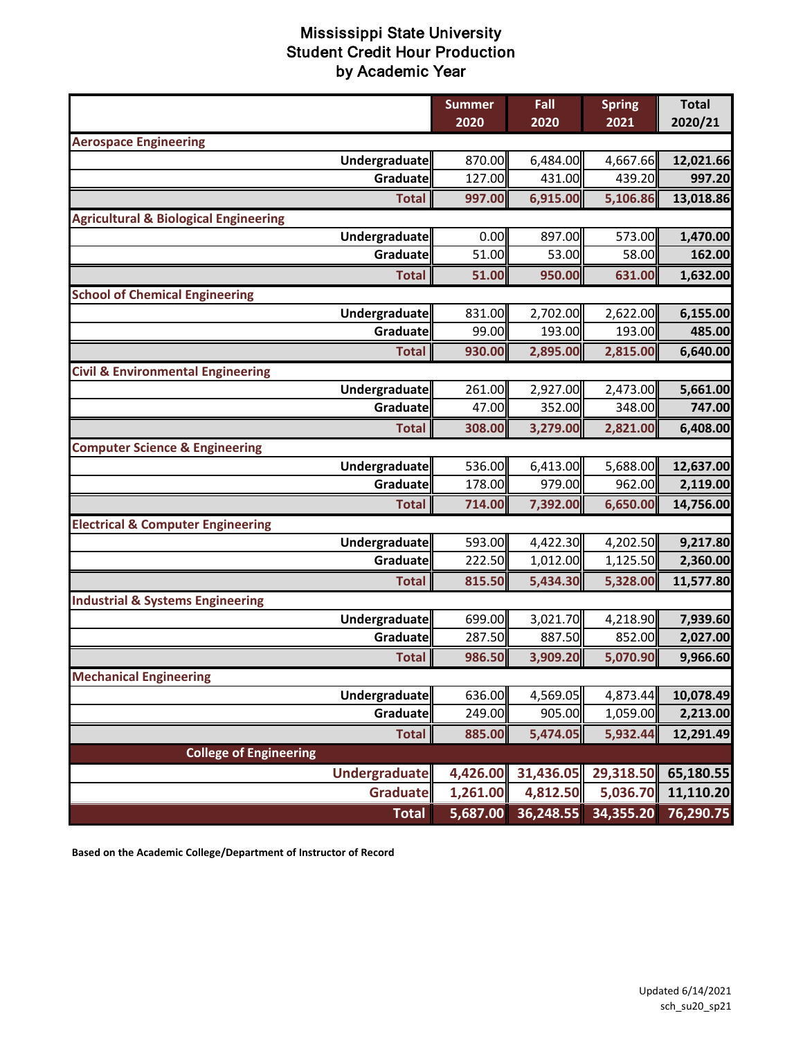# Mississippi State University
## Student Credit Hour Production
### by Academic Year

| | Summer 2020 | Fall 2020 | Spring 2021 | Total 2020/21 |
|---|---|---|---|---|
| **Aerospace Engineering** | | | | |
| Undergraduate | 870.00 | 6,484.00 | 4,667.66 | 12,021.66 |
| Graduate | 127.00 | 431.00 | 439.20 | 997.20 |
| **Total** | 997.00 | 6,915.00 | 5,106.86 | 13,018.86 |
| **Agricultural & Biological Engineering** | | | | |
| Undergraduate | 0.00 | 897.00 | 573.00 | 1,470.00 |
| Graduate | 51.00 | 53.00 | 58.00 | 162.00 |
| **Total** | 51.00 | 950.00 | 631.00 | 1,632.00 |
| **School of Chemical Engineering** | | | | |
| Undergraduate | 831.00 | 2,702.00 | 2,622.00 | 6,155.00 |
| Graduate | 99.00 | 193.00 | 193.00 | 485.00 |
| **Total** | 930.00 | 2,895.00 | 2,815.00 | 6,640.00 |
| **Civil & Environmental Engineering** | | | | |
| Undergraduate | 261.00 | 2,927.00 | 2,473.00 | 5,661.00 |
| Graduate | 47.00 | 352.00 | 348.00 | 747.00 |
| **Total** | 308.00 | 3,279.00 | 2,821.00 | 6,408.00 |
| **Computer Science & Engineering** | | | | |
| Undergraduate | 536.00 | 6,413.00 | 5,688.00 | 12,637.00 |
| Graduate | 178.00 | 979.00 | 962.00 | 2,119.00 |
| **Total** | 714.00 | 7,392.00 | 6,650.00 | 14,756.00 |
| **Electrical & Computer Engineering** | | | | |
| Undergraduate | 593.00 | 4,422.30 | 4,202.50 | 9,217.80 |
| Graduate | 222.50 | 1,012.00 | 1,125.50 | 2,360.00 |
| **Total** | 815.50 | 5,434.30 | 5,328.00 | 11,577.80 |
| **Industrial & Systems Engineering** | | | | |
| Undergraduate | 699.00 | 3,021.70 | 4,218.90 | 7,939.60 |
| Graduate | 287.50 | 887.50 | 852.00 | 2,027.00 |
| **Total** | 986.50 | 3,909.20 | 5,070.90 | 9,966.60 |
| **Mechanical Engineering** | | | | |
| Undergraduate | 636.00 | 4,569.05 | 4,873.44 | 10,078.49 |
| Graduate | 249.00 | 905.00 | 1,059.00 | 2,213.00 |
| **Total** | 885.00 | 5,474.05 | 5,932.44 | 12,291.49 |
| **College of Engineering** | | | | |
| Undergraduate | 4,426.00 | 31,436.05 | 29,318.50 | 65,180.55 |
| Graduate | 1,261.00 | 4,812.50 | 5,036.70 | 11,110.20 |
| **Total** | 5,687.00 | 36,248.55 | 34,355.20 | 76,290.75 |

**Based on the Academic College/Department of Instructor of Record**

Updated 6/14/2021
sch_su20_sp21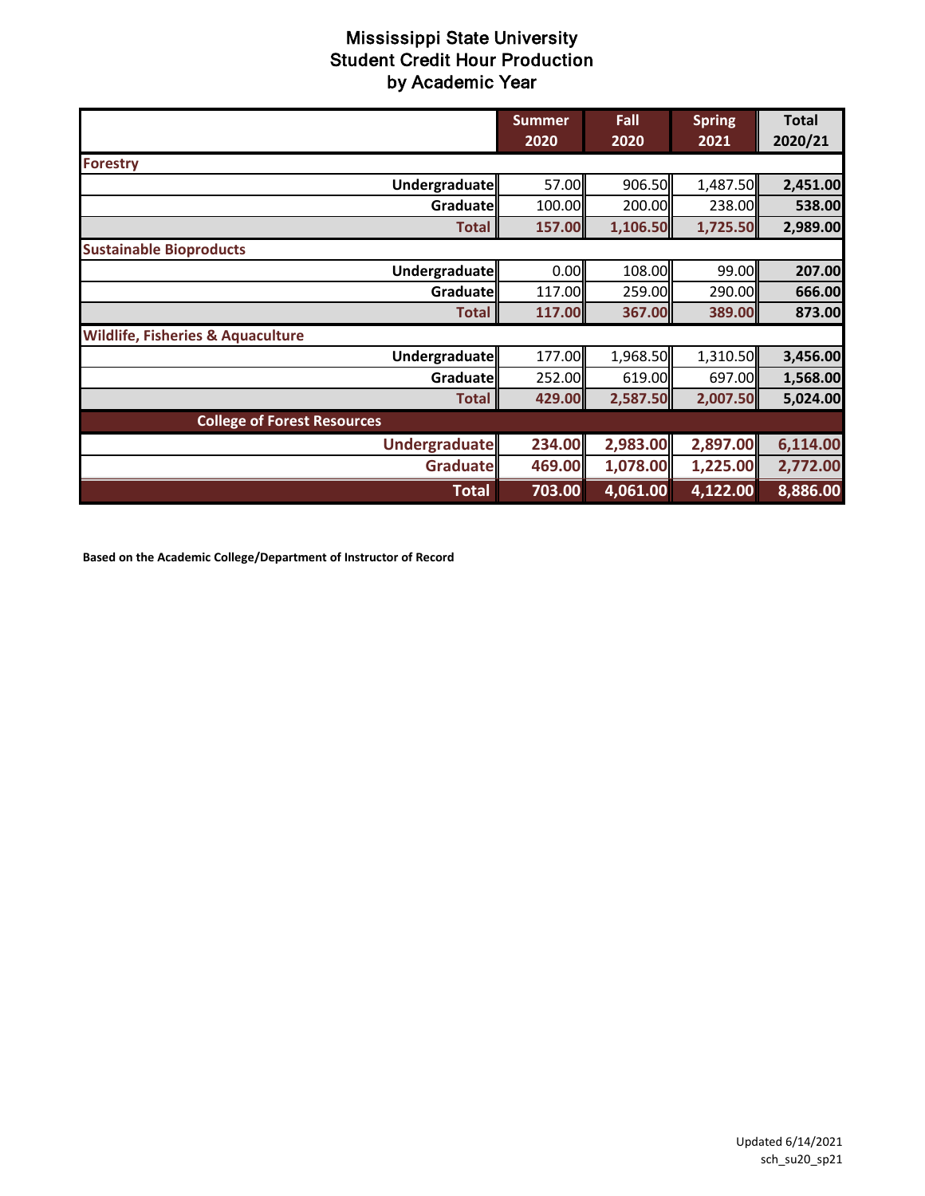# Mississippi State University
## Student Credit Hour Production
### by Academic Year

| | Summer 2020 | Fall 2020 | Spring 2021 | Total 2020/21 |
|---|---|---|---|---|
| **Forestry** | | | | |
| **Undergraduate** | 57.00 | 906.50 | 1,487.50 | **2,451.00** |
| **Graduate** | 100.00 | 200.00 | 238.00 | **538.00** |
| **Total** | **157.00** | **1,106.50** | **1,725.50** | **2,989.00** |
| **Sustainable Bioproducts** | | | | |
| **Undergraduate** | 0.00 | 108.00 | 99.00 | **207.00** |
| **Graduate** | 117.00 | 259.00 | 290.00 | **666.00** |
| **Total** | **117.00** | **367.00** | **389.00** | **873.00** |
| **Wildlife, Fisheries & Aquaculture** | | | | |
| **Undergraduate** | 177.00 | 1,968.50 | 1,310.50 | **3,456.00** |
| **Graduate** | 252.00 | 619.00 | 697.00 | **1,568.00** |
| **Total** | **429.00** | **2,587.50** | **2,007.50** | **5,024.00** |
| **College of Forest Resources** | | | | |
| **Undergraduate** | **234.00** | **2,983.00** | **2,897.00** | **6,114.00** |
| **Graduate** | **469.00** | **1,078.00** | **1,225.00** | **2,772.00** |
| **Total** | **703.00** | **4,061.00** | **4,122.00** | **8,886.00** |

**Based on the Academic College/Department of Instructor of Record**

Updated 6/14/2021
sch_su20_sp21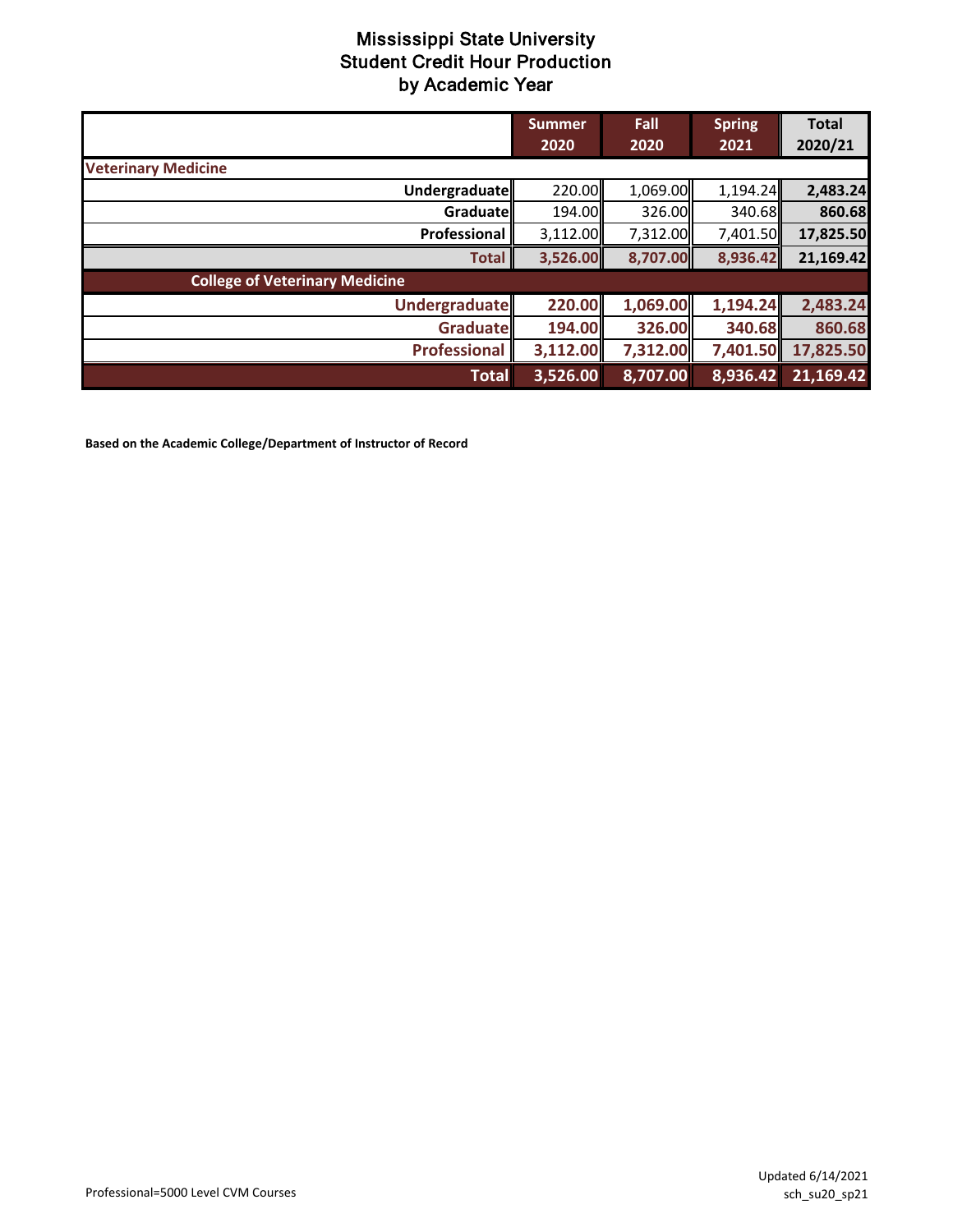# Mississippi State University
## Student Credit Hour Production
### by Academic Year

| | Summer 2020 | Fall 2020 | Spring 2021 | Total 2020/21 |
|---|---|---|---|---|
| **Veterinary Medicine** | | | | |
| **Undergraduate** | 220.00 | 1,069.00 | 1,194.24 | **2,483.24** |
| **Graduate** | 194.00 | 326.00 | 340.68 | **860.68** |
| **Professional** | 3,112.00 | 7,312.00 | 7,401.50 | **17,825.50** |
| **Total** | **3,526.00** | **8,707.00** | **8,936.42** | **21,169.42** |
| **College of Veterinary Medicine** | | | | |
| **Undergraduate** | **220.00** | **1,069.00** | **1,194.24** | **2,483.24** |
| **Graduate** | **194.00** | **326.00** | **340.68** | **860.68** |
| **Professional** | **3,112.00** | **7,312.00** | **7,401.50** | **17,825.50** |
| **Total** | **3,526.00** | **8,707.00** | **8,936.42** | **21,169.42** |

**Based on the Academic College/Department of Instructor of Record**

Professional=5000 Level CVM Courses

Updated 6/14/2021
sch_su20_sp21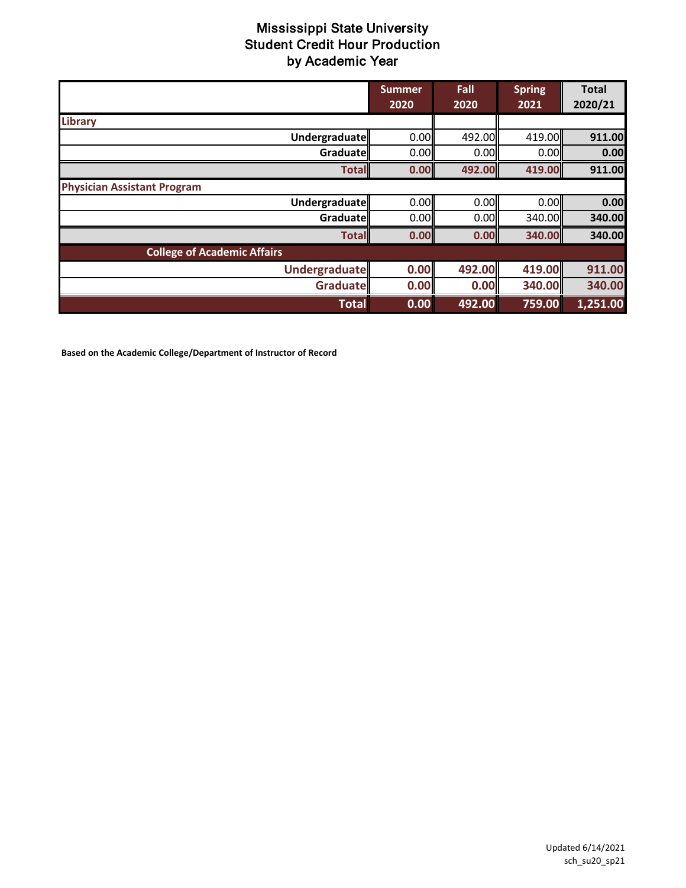# Mississippi State University
# Student Credit Hour Production
# by Academic Year

| | Summer 2020 | Fall 2020 | Spring 2021 | Total 2020/21 |
|---|---|---|---|---|
| **Library** | | | | |
| Undergraduate | 0.00 | 492.00 | 419.00 | **911.00** |
| Graduate | 0.00 | 0.00 | 0.00 | **0.00** |
| **Total** | **0.00** | **492.00** | **419.00** | **911.00** |
| **Physician Assistant Program** | | | | |
| Undergraduate | 0.00 | 0.00 | 0.00 | **0.00** |
| Graduate | 0.00 | 0.00 | 340.00 | **340.00** |
| **Total** | **0.00** | **0.00** | **340.00** | **340.00** |
| **College of Academic Affairs** | | | | |
| **Undergraduate** | **0.00** | **492.00** | **419.00** | **911.00** |
| **Graduate** | **0.00** | **0.00** | **340.00** | **340.00** |
| **Total** | **0.00** | **492.00** | **759.00** | **1,251.00** |

**Based on the Academic College/Department of Instructor of Record**

Updated 6/14/2021
sch_su20_sp21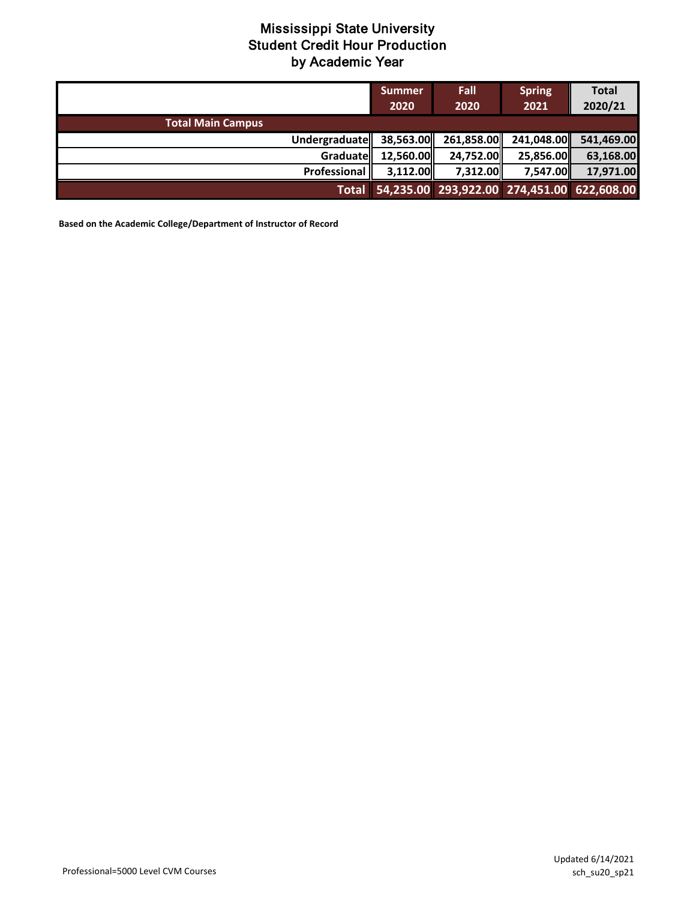# Mississippi State University
## Student Credit Hour Production
## by Academic Year

| | Summer 2020 | Fall 2020 | Spring 2021 | Total 2020/21 |
|---|---|---|---|---|
| **Total Main Campus** | | | | |
| Undergraduate | 38,563.00 | 261,858.00 | 241,048.00 | 541,469.00 |
| Graduate | 12,560.00 | 24,752.00 | 25,856.00 | 63,168.00 |
| Professional | 3,112.00 | 7,312.00 | 7,547.00 | 17,971.00 |
| **Total** | **54,235.00** | **293,922.00** | **274,451.00** | **622,608.00** |

**Based on the Academic College/Department of Instructor of Record**

Professional=5000 Level CVM Courses

Updated 6/14/2021
sch_su20_sp21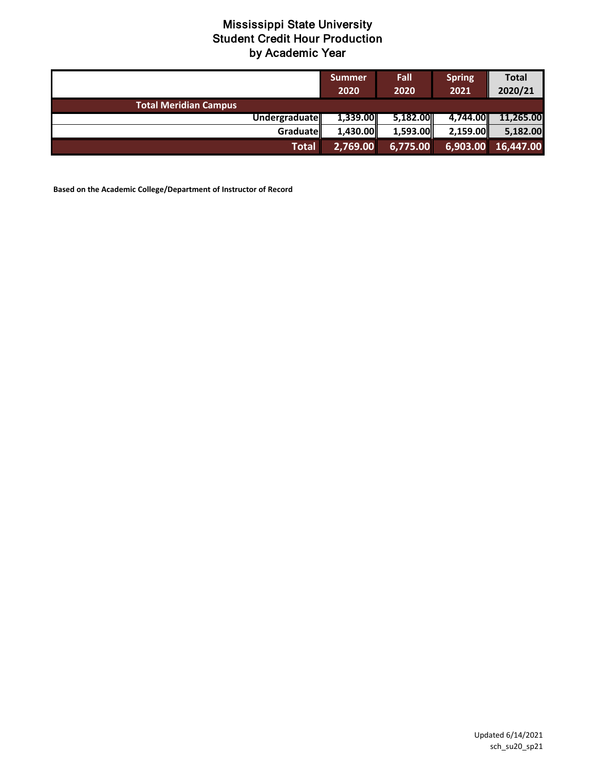# Mississippi State University
## Student Credit Hour Production
## by Academic Year

| | Summer 2020 | Fall 2020 | Spring 2021 | Total 2020/21 |
|---|---|---|---|---|
| **Total Meridian Campus** | | | | |
| Undergraduate | 1,339.00 | 5,182.00 | 4,744.00 | 11,265.00 |
| Graduate | 1,430.00 | 1,593.00 | 2,159.00 | 5,182.00 |
| **Total** | **2,769.00** | **6,775.00** | **6,903.00** | **16,447.00** |

**Based on the Academic College/Department of Instructor of Record**

Updated 6/14/2021
sch_su20_sp21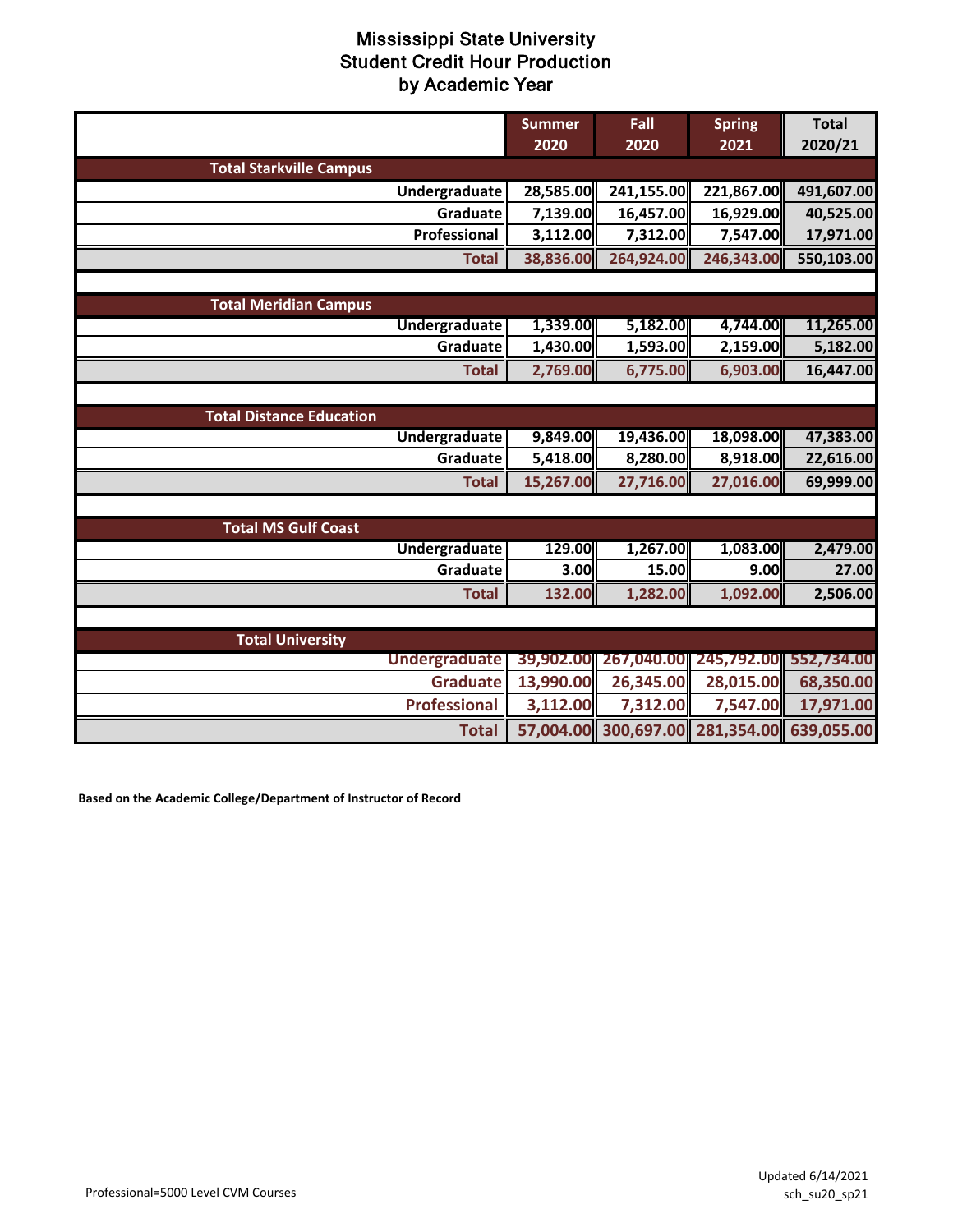# Mississippi State University
## Student Credit Hour Production
### by Academic Year

| | Summer 2020 | Fall 2020 | Spring 2021 | Total 2020/21 |
|---|---|---|---|---|
| **Total Starkville Campus** | | | | |
| Undergraduate | 28,585.00 | 241,155.00 | 221,867.00 | 491,607.00 |
| Graduate | 7,139.00 | 16,457.00 | 16,929.00 | 40,525.00 |
| Professional | 3,112.00 | 7,312.00 | 7,547.00 | 17,971.00 |
| **Total** | 38,836.00 | 264,924.00 | 246,343.00 | 550,103.00 |
| | | | | |
| **Total Meridian Campus** | | | | |
| Undergraduate | 1,339.00 | 5,182.00 | 4,744.00 | 11,265.00 |
| Graduate | 1,430.00 | 1,593.00 | 2,159.00 | 5,182.00 |
| **Total** | 2,769.00 | 6,775.00 | 6,903.00 | 16,447.00 |
| | | | | |
| **Total Distance Education** | | | | |
| Undergraduate | 9,849.00 | 19,436.00 | 18,098.00 | 47,383.00 |
| Graduate | 5,418.00 | 8,280.00 | 8,918.00 | 22,616.00 |
| **Total** | 15,267.00 | 27,716.00 | 27,016.00 | 69,999.00 |
| | | | | |
| **Total MS Gulf Coast** | | | | |
| Undergraduate | 129.00 | 1,267.00 | 1,083.00 | 2,479.00 |
| Graduate | 3.00 | 15.00 | 9.00 | 27.00 |
| **Total** | 132.00 | 1,282.00 | 1,092.00 | 2,506.00 |
| | | | | |
| **Total University** | | | | |
| Undergraduate | 39,902.00 | 267,040.00 | 245,792.00 | 552,734.00 |
| Graduate | 13,990.00 | 26,345.00 | 28,015.00 | 68,350.00 |
| Professional | 3,112.00 | 7,312.00 | 7,547.00 | 17,971.00 |
| **Total** | 57,004.00 | 300,697.00 | 281,354.00 | 639,055.00 |

**Based on the Academic College/Department of Instructor of Record**

Professional=5000 Level CVM Courses

Updated 6/14/2021
sch_su20_sp21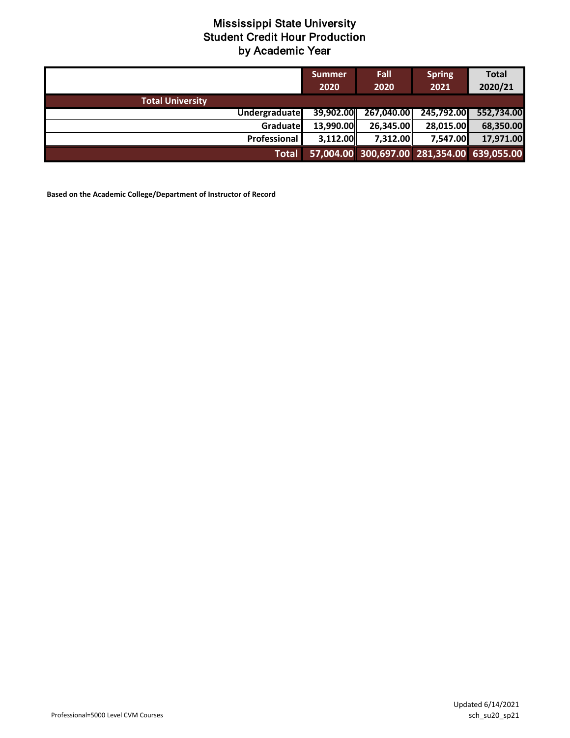# Mississippi State University
## Student Credit Hour Production
## by Academic Year

| | Summer 2020 | Fall 2020 | Spring 2021 | Total 2020/21 |
|---|---|---|---|---|
| **Total University** | | | | |
| Undergraduate | 39,902.00 | 267,040.00 | 245,792.00 | 552,734.00 |
| Graduate | 13,990.00 | 26,345.00 | 28,015.00 | 68,350.00 |
| Professional | 3,112.00 | 7,312.00 | 7,547.00 | 17,971.00 |
| **Total** | 57,004.00 | 300,697.00 | 281,354.00 | 639,055.00 |

**Based on the Academic College/Department of Instructor of Record**

Professional=5000 Level CVM Courses

Updated 6/14/2021
sch_su20_sp21